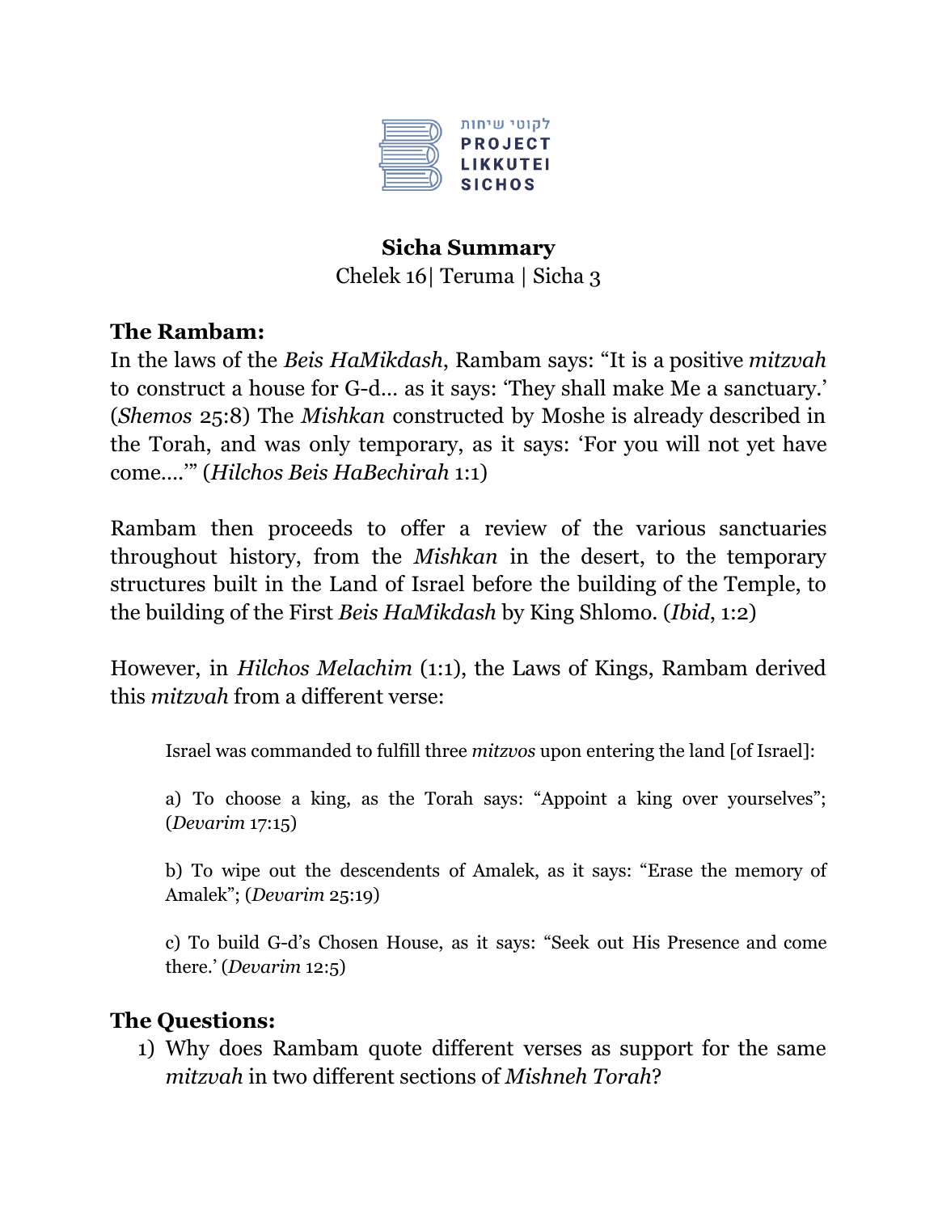לקוטי שיחות
PROJECT
LIKKUTEI
SICHOS

**Sicha Summary**
Chelek 16| Teruma | Sicha 3

## The Rambam:

In the laws of the *Beis HaMikdash*, Rambam says: "It is a positive *mitzvah* to construct a house for G-d… as it says: 'They shall make Me a sanctuary.' (*Shemos* 25:8) The *Mishkan* constructed by Moshe is already described in the Torah, and was only temporary, as it says: 'For you will not yet have come….'" (*Hilchos Beis HaBechirah* 1:1)

Rambam then proceeds to offer a review of the various sanctuaries throughout history, from the *Mishkan* in the desert, to the temporary structures built in the Land of Israel before the building of the Temple, to the building of the First *Beis HaMikdash* by King Shlomo. (*Ibid*, 1:2)

However, in *Hilchos Melachim* (1:1), the Laws of Kings, Rambam derived this *mitzvah* from a different verse:

> Israel was commanded to fulfill three *mitzvos* upon entering the land [of Israel]:
>
> a) To choose a king, as the Torah says: "Appoint a king over yourselves"; (*Devarim* 17:15)
>
> b) To wipe out the descendents of Amalek, as it says: "Erase the memory of Amalek"; (*Devarim* 25:19)
>
> c) To build G-d's Chosen House, as it says: "Seek out His Presence and come there.' (*Devarim* 12:5)

## The Questions:

1) Why does Rambam quote different verses as support for the same *mitzvah* in two different sections of *Mishneh Torah*?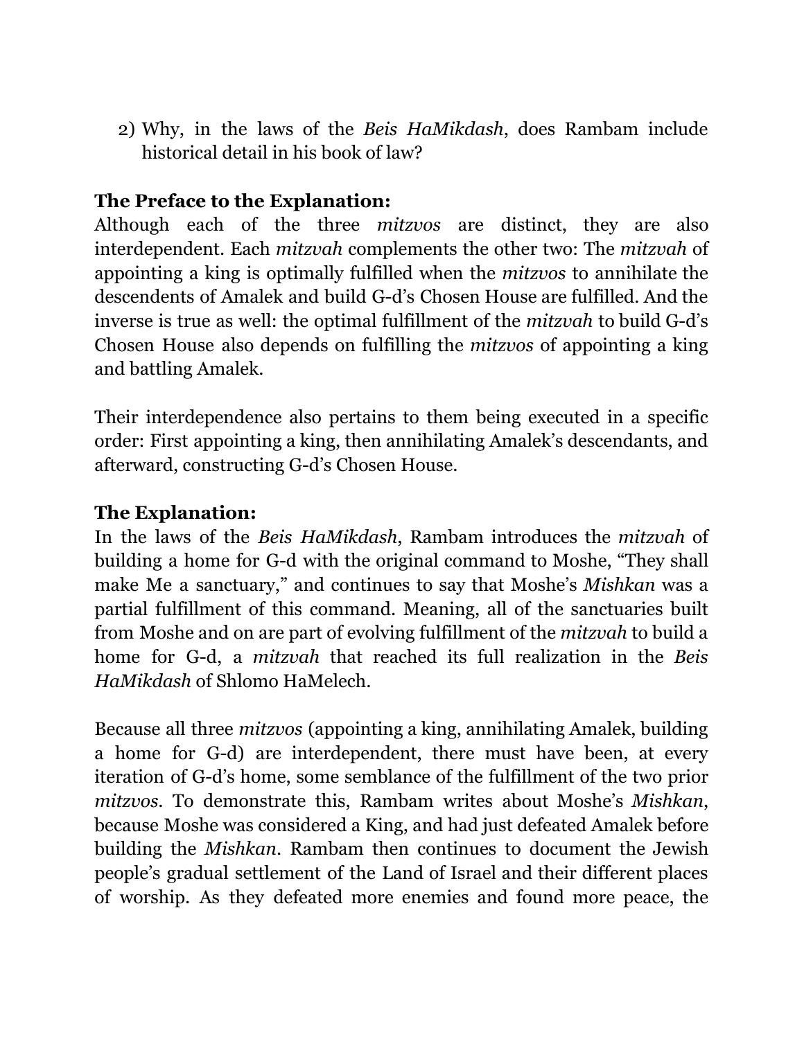2) Why, in the laws of the *Beis HaMikdash*, does Rambam include historical detail in his book of law?

**The Preface to the Explanation:**

Although each of the three *mitzvos* are distinct, they are also interdependent. Each *mitzvah* complements the other two: The *mitzvah* of appointing a king is optimally fulfilled when the *mitzvos* to annihilate the descendents of Amalek and build G-d's Chosen House are fulfilled. And the inverse is true as well: the optimal fulfillment of the *mitzvah* to build G-d's Chosen House also depends on fulfilling the *mitzvos* of appointing a king and battling Amalek.

Their interdependence also pertains to them being executed in a specific order: First appointing a king, then annihilating Amalek's descendants, and afterward, constructing G-d's Chosen House.

**The Explanation:**

In the laws of the *Beis HaMikdash*, Rambam introduces the *mitzvah* of building a home for G-d with the original command to Moshe, "They shall make Me a sanctuary," and continues to say that Moshe's *Mishkan* was a partial fulfillment of this command. Meaning, all of the sanctuaries built from Moshe and on are part of evolving fulfillment of the *mitzvah* to build a home for G-d, a *mitzvah* that reached its full realization in the *Beis HaMikdash* of Shlomo HaMelech.

Because all three *mitzvos* (appointing a king, annihilating Amalek, building a home for G-d) are interdependent, there must have been, at every iteration of G-d's home, some semblance of the fulfillment of the two prior *mitzvos*. To demonstrate this, Rambam writes about Moshe's *Mishkan*, because Moshe was considered a King, and had just defeated Amalek before building the *Mishkan*. Rambam then continues to document the Jewish people's gradual settlement of the Land of Israel and their different places of worship. As they defeated more enemies and found more peace, the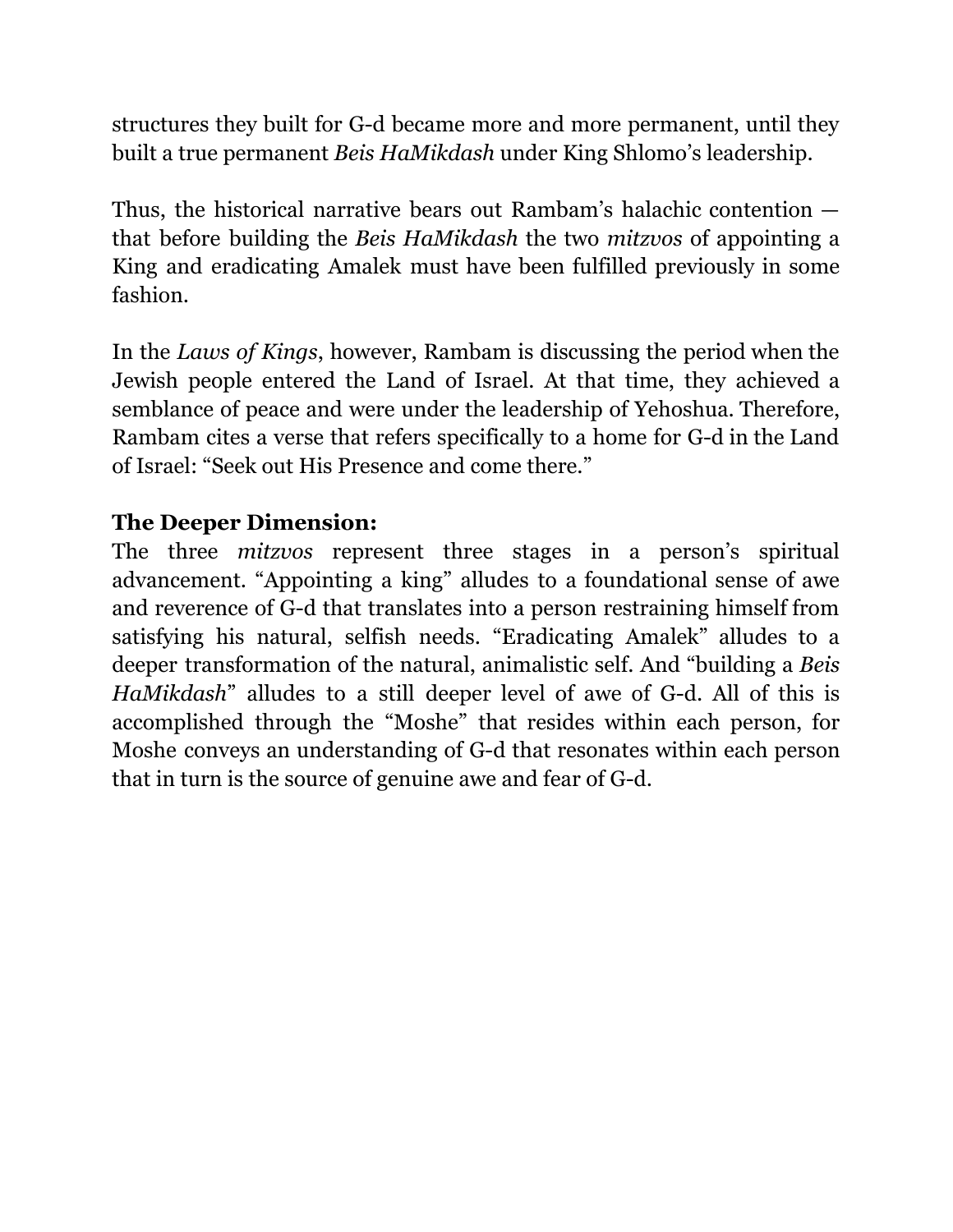structures they built for G-d became more and more permanent, until they built a true permanent *Beis HaMikdash* under King Shlomo's leadership.

Thus, the historical narrative bears out Rambam's halachic contention — that before building the *Beis HaMikdash* the two *mitzvos* of appointing a King and eradicating Amalek must have been fulfilled previously in some fashion.

In the *Laws of Kings*, however, Rambam is discussing the period when the Jewish people entered the Land of Israel. At that time, they achieved a semblance of peace and were under the leadership of Yehoshua. Therefore, Rambam cites a verse that refers specifically to a home for G-d in the Land of Israel: "Seek out His Presence and come there."

**The Deeper Dimension:**

The three *mitzvos* represent three stages in a person's spiritual advancement. "Appointing a king" alludes to a foundational sense of awe and reverence of G-d that translates into a person restraining himself from satisfying his natural, selfish needs. "Eradicating Amalek" alludes to a deeper transformation of the natural, animalistic self. And "building a *Beis HaMikdash*" alludes to a still deeper level of awe of G-d. All of this is accomplished through the "Moshe" that resides within each person, for Moshe conveys an understanding of G-d that resonates within each person that in turn is the source of genuine awe and fear of G-d.